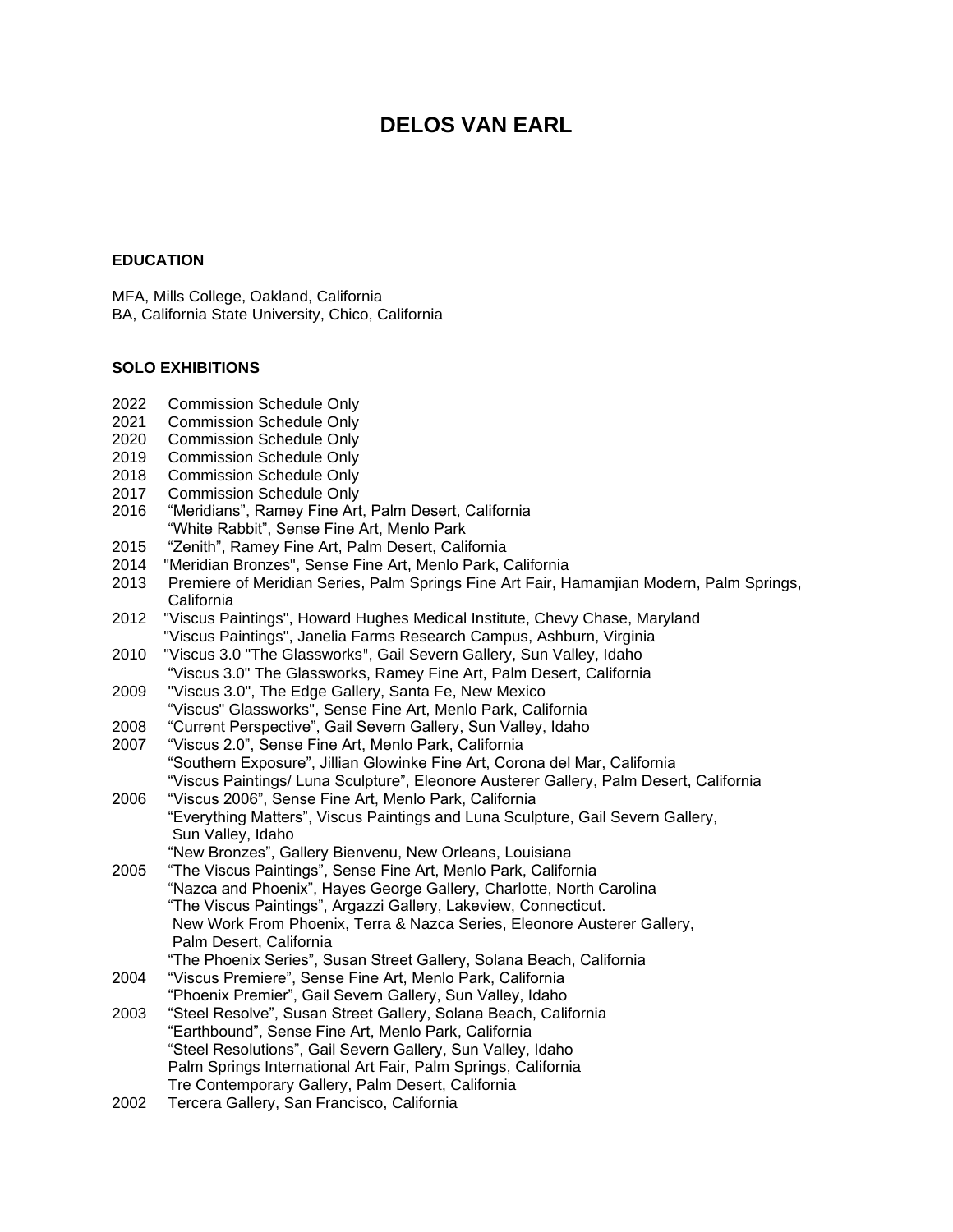# DELOS VAN EARL

## EDUCATION

MFA, Mills College, Oakland, California
BA, California State University, Chico, California

## SOLO EXHIBITIONS

2022 Commission Schedule Only
2021 Commission Schedule Only
2020 Commission Schedule Only
2019 Commission Schedule Only
2018 Commission Schedule Only
2017 Commission Schedule Only
2016 "Meridians", Ramey Fine Art, Palm Desert, California
"White Rabbit", Sense Fine Art, Menlo Park
2015 "Zenith", Ramey Fine Art, Palm Desert, California
2014 "Meridian Bronzes", Sense Fine Art, Menlo Park, California
2013 Premiere of Meridian Series, Palm Springs Fine Art Fair, Hamamjian Modern, Palm Springs, California
2012 "Viscus Paintings", Howard Hughes Medical Institute, Chevy Chase, Maryland
"Viscus Paintings", Janelia Farms Research Campus, Ashburn, Virginia
2010 "Viscus 3.0 "The Glassworks", Gail Severn Gallery, Sun Valley, Idaho
"Viscus 3.0" The Glassworks, Ramey Fine Art, Palm Desert, California
2009 "Viscus 3.0", The Edge Gallery, Santa Fe, New Mexico
"Viscus" Glassworks", Sense Fine Art, Menlo Park, California
2008 "Current Perspective", Gail Severn Gallery, Sun Valley, Idaho
2007 "Viscus 2.0", Sense Fine Art, Menlo Park, California
"Southern Exposure", Jillian Glowinke Fine Art, Corona del Mar, California
"Viscus Paintings/ Luna Sculpture", Eleonore Austerer Gallery, Palm Desert, California
2006 "Viscus 2006", Sense Fine Art, Menlo Park, California
"Everything Matters", Viscus Paintings and Luna Sculpture, Gail Severn Gallery, Sun Valley, Idaho
"New Bronzes", Gallery Bienvenu, New Orleans, Louisiana
2005 "The Viscus Paintings", Sense Fine Art, Menlo Park, California
"Nazca and Phoenix", Hayes George Gallery, Charlotte, North Carolina
"The Viscus Paintings", Argazzi Gallery, Lakeview, Connecticut.
New Work From Phoenix, Terra & Nazca Series, Eleonore Austerer Gallery, Palm Desert, California
"The Phoenix Series", Susan Street Gallery, Solana Beach, California
2004 "Viscus Premiere", Sense Fine Art, Menlo Park, California
"Phoenix Premier", Gail Severn Gallery, Sun Valley, Idaho
2003 "Steel Resolve", Susan Street Gallery, Solana Beach, California
"Earthbound", Sense Fine Art, Menlo Park, California
"Steel Resolutions", Gail Severn Gallery, Sun Valley, Idaho
Palm Springs International Art Fair, Palm Springs, California
Tre Contemporary Gallery, Palm Desert, California
2002 Tercera Gallery, San Francisco, California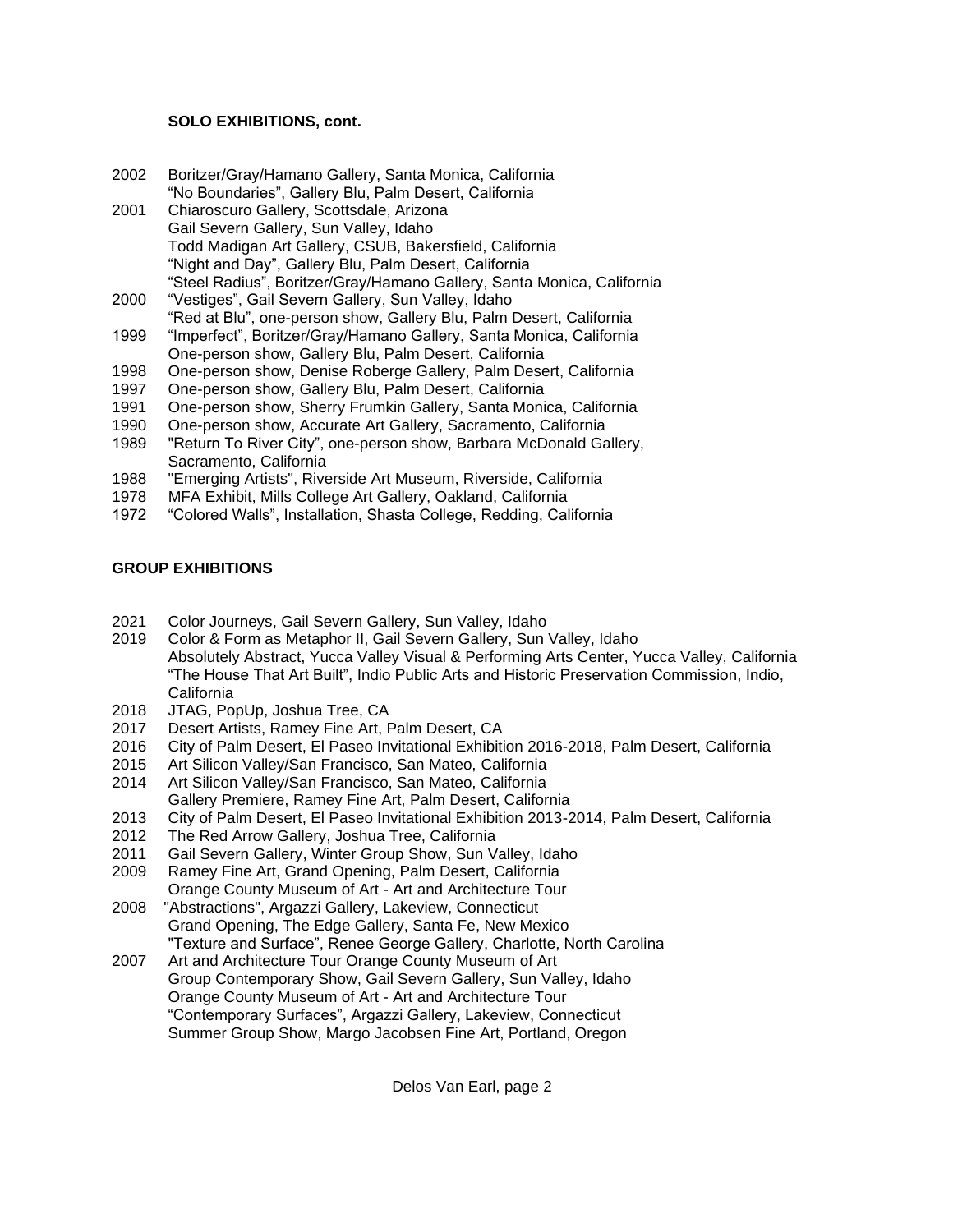**SOLO EXHIBITIONS, cont.**

2002 Boritzer/Gray/Hamano Gallery, Santa Monica, California
 "No Boundaries", Gallery Blu, Palm Desert, California
2001 Chiaroscuro Gallery, Scottsdale, Arizona
 Gail Severn Gallery, Sun Valley, Idaho
 Todd Madigan Art Gallery, CSUB, Bakersfield, California
 "Night and Day", Gallery Blu, Palm Desert, California
 "Steel Radius", Boritzer/Gray/Hamano Gallery, Santa Monica, California
2000 "Vestiges", Gail Severn Gallery, Sun Valley, Idaho
 "Red at Blu", one-person show, Gallery Blu, Palm Desert, California
1999 "Imperfect", Boritzer/Gray/Hamano Gallery, Santa Monica, California
 One-person show, Gallery Blu, Palm Desert, California
1998 One-person show, Denise Roberge Gallery, Palm Desert, California
1997 One-person show, Gallery Blu, Palm Desert, California
1991 One-person show, Sherry Frumkin Gallery, Santa Monica, California
1990 One-person show, Accurate Art Gallery, Sacramento, California
1989 "Return To River City", one-person show, Barbara McDonald Gallery, Sacramento, California
1988 "Emerging Artists", Riverside Art Museum, Riverside, California
1978 MFA Exhibit, Mills College Art Gallery, Oakland, California
1972 "Colored Walls", Installation, Shasta College, Redding, California

**GROUP EXHIBITIONS**

2021 Color Journeys, Gail Severn Gallery, Sun Valley, Idaho
2019 Color & Form as Metaphor II, Gail Severn Gallery, Sun Valley, Idaho
 Absolutely Abstract, Yucca Valley Visual & Performing Arts Center, Yucca Valley, California
 "The House That Art Built", Indio Public Arts and Historic Preservation Commission, Indio, California
2018 JTAG, PopUp, Joshua Tree, CA
2017 Desert Artists, Ramey Fine Art, Palm Desert, CA
2016 City of Palm Desert, El Paseo Invitational Exhibition 2016-2018, Palm Desert, California
2015 Art Silicon Valley/San Francisco, San Mateo, California
2014 Art Silicon Valley/San Francisco, San Mateo, California
 Gallery Premiere, Ramey Fine Art, Palm Desert, California
2013 City of Palm Desert, El Paseo Invitational Exhibition 2013-2014, Palm Desert, California
2012 The Red Arrow Gallery, Joshua Tree, California
2011 Gail Severn Gallery, Winter Group Show, Sun Valley, Idaho
2009 Ramey Fine Art, Grand Opening, Palm Desert, California
 Orange County Museum of Art - Art and Architecture Tour
2008 "Abstractions", Argazzi Gallery, Lakeview, Connecticut
 Grand Opening, The Edge Gallery, Santa Fe, New Mexico
 "Texture and Surface", Renee George Gallery, Charlotte, North Carolina
2007 Art and Architecture Tour Orange County Museum of Art
 Group Contemporary Show, Gail Severn Gallery, Sun Valley, Idaho
 Orange County Museum of Art - Art and Architecture Tour
 "Contemporary Surfaces", Argazzi Gallery, Lakeview, Connecticut
 Summer Group Show, Margo Jacobsen Fine Art, Portland, Oregon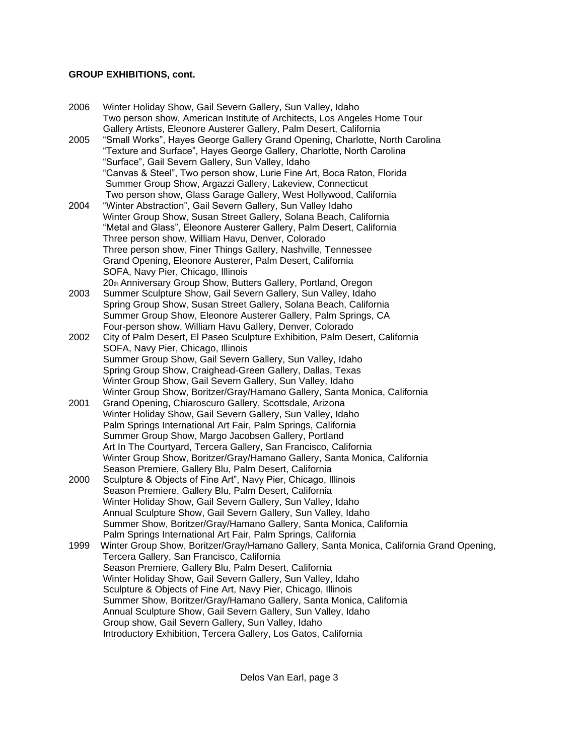**GROUP EXHIBITIONS, cont.**

2006 Winter Holiday Show, Gail Severn Gallery, Sun Valley, Idaho
Two person show, American Institute of Architects, Los Angeles Home Tour
Gallery Artists, Eleonore Austerer Gallery, Palm Desert, California

2005 “Small Works”, Hayes George Gallery Grand Opening, Charlotte, North Carolina
“Texture and Surface”, Hayes George Gallery, Charlotte, North Carolina
“Surface”, Gail Severn Gallery, Sun Valley, Idaho
“Canvas & Steel”, Two person show, Lurie Fine Art, Boca Raton, Florida
Summer Group Show, Argazzi Gallery, Lakeview, Connecticut
Two person show, Glass Garage Gallery, West Hollywood, California

2004 “Winter Abstraction”, Gail Severn Gallery, Sun Valley Idaho
Winter Group Show, Susan Street Gallery, Solana Beach, California
“Metal and Glass”, Eleonore Austerer Gallery, Palm Desert, California
Three person show, William Havu, Denver, Colorado
Three person show, Finer Things Gallery, Nashville, Tennessee
Grand Opening, Eleonore Austerer, Palm Desert, California
SOFA, Navy Pier, Chicago, Illinois
20th Anniversary Group Show, Butters Gallery, Portland, Oregon

2003 Summer Sculpture Show, Gail Severn Gallery, Sun Valley, Idaho
Spring Group Show, Susan Street Gallery, Solana Beach, California
Summer Group Show, Eleonore Austerer Gallery, Palm Springs, CA
Four-person show, William Havu Gallery, Denver, Colorado

2002 City of Palm Desert, El Paseo Sculpture Exhibition, Palm Desert, California
SOFA, Navy Pier, Chicago, Illinois
Summer Group Show, Gail Severn Gallery, Sun Valley, Idaho
Spring Group Show, Craighead-Green Gallery, Dallas, Texas
Winter Group Show, Gail Severn Gallery, Sun Valley, Idaho
Winter Group Show, Boritzer/Gray/Hamano Gallery, Santa Monica, California

2001 Grand Opening, Chiaroscuro Gallery, Scottsdale, Arizona
Winter Holiday Show, Gail Severn Gallery, Sun Valley, Idaho
Palm Springs International Art Fair, Palm Springs, California
Summer Group Show, Margo Jacobsen Gallery, Portland
Art In The Courtyard, Tercera Gallery, San Francisco, California
Winter Group Show, Boritzer/Gray/Hamano Gallery, Santa Monica, California
Season Premiere, Gallery Blu, Palm Desert, California

2000 Sculpture & Objects of Fine Art”, Navy Pier, Chicago, Illinois
Season Premiere, Gallery Blu, Palm Desert, California
Winter Holiday Show, Gail Severn Gallery, Sun Valley, Idaho
Annual Sculpture Show, Gail Severn Gallery, Sun Valley, Idaho
Summer Show, Boritzer/Gray/Hamano Gallery, Santa Monica, California
Palm Springs International Art Fair, Palm Springs, California

1999 Winter Group Show, Boritzer/Gray/Hamano Gallery, Santa Monica, California Grand Opening,
Tercera Gallery, San Francisco, California
Season Premiere, Gallery Blu, Palm Desert, California
Winter Holiday Show, Gail Severn Gallery, Sun Valley, Idaho
Sculpture & Objects of Fine Art, Navy Pier, Chicago, Illinois
Summer Show, Boritzer/Gray/Hamano Gallery, Santa Monica, California
Annual Sculpture Show, Gail Severn Gallery, Sun Valley, Idaho
Group show, Gail Severn Gallery, Sun Valley, Idaho
Introductory Exhibition, Tercera Gallery, Los Gatos, California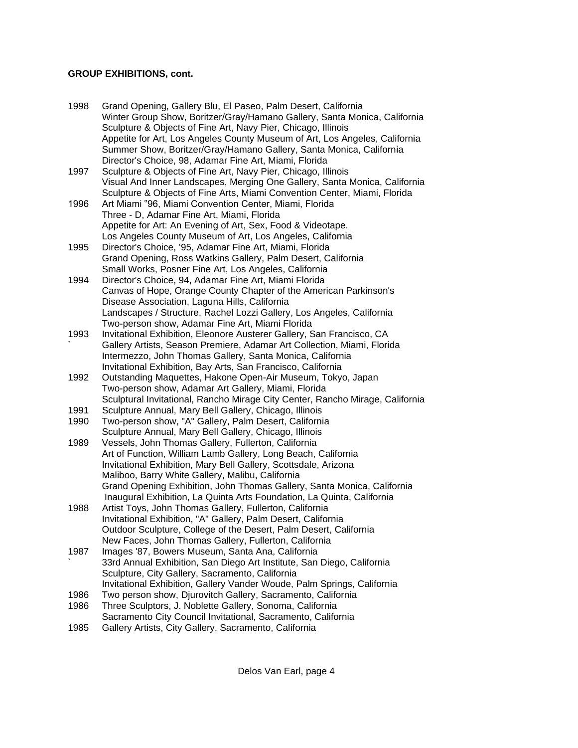**GROUP EXHIBITIONS, cont.**

1998 Grand Opening, Gallery Blu, El Paseo, Palm Desert, California
Winter Group Show, Boritzer/Gray/Hamano Gallery, Santa Monica, California
Sculpture & Objects of Fine Art, Navy Pier, Chicago, Illinois
Appetite for Art, Los Angeles County Museum of Art, Los Angeles, California
Summer Show, Boritzer/Gray/Hamano Gallery, Santa Monica, California
Director's Choice, 98, Adamar Fine Art, Miami, Florida

1997 Sculpture & Objects of Fine Art, Navy Pier, Chicago, Illinois
Visual And Inner Landscapes, Merging One Gallery, Santa Monica, California
Sculpture & Objects of Fine Arts, Miami Convention Center, Miami, Florida

1996 Art Miami "96, Miami Convention Center, Miami, Florida
Three - D, Adamar Fine Art, Miami, Florida
Appetite for Art: An Evening of Art, Sex, Food & Videotape.
Los Angeles County Museum of Art, Los Angeles, California

1995 Director's Choice, '95, Adamar Fine Art, Miami, Florida
Grand Opening, Ross Watkins Gallery, Palm Desert, California
Small Works, Posner Fine Art, Los Angeles, California

1994 Director's Choice, 94, Adamar Fine Art, Miami Florida
Canvas of Hope, Orange County Chapter of the American Parkinson's Disease Association, Laguna Hills, California
Landscapes / Structure, Rachel Lozzi Gallery, Los Angeles, California
Two-person show, Adamar Fine Art, Miami Florida

1993 Invitational Exhibition, Eleonore Austerer Gallery, San Francisco, CA
Gallery Artists, Season Premiere, Adamar Art Collection, Miami, Florida
Intermezzo, John Thomas Gallery, Santa Monica, California
Invitational Exhibition, Bay Arts, San Francisco, California

1992 Outstanding Maquettes, Hakone Open-Air Museum, Tokyo, Japan
Two-person show, Adamar Art Gallery, Miami, Florida
Sculptural Invitational, Rancho Mirage City Center, Rancho Mirage, California

1991 Sculpture Annual, Mary Bell Gallery, Chicago, Illinois

1990 Two-person show, "A" Gallery, Palm Desert, California
Sculpture Annual, Mary Bell Gallery, Chicago, Illinois

1989 Vessels, John Thomas Gallery, Fullerton, California
Art of Function, William Lamb Gallery, Long Beach, California
Invitational Exhibition, Mary Bell Gallery, Scottsdale, Arizona
Maliboo, Barry White Gallery, Malibu, California
Grand Opening Exhibition, John Thomas Gallery, Santa Monica, California
Inaugural Exhibition, La Quinta Arts Foundation, La Quinta, California

1988 Artist Toys, John Thomas Gallery, Fullerton, California
Invitational Exhibition, "A" Gallery, Palm Desert, California
Outdoor Sculpture, College of the Desert, Palm Desert, California
New Faces, John Thomas Gallery, Fullerton, California

1987 Images '87, Bowers Museum, Santa Ana, California
33rd Annual Exhibition, San Diego Art Institute, San Diego, California
Sculpture, City Gallery, Sacramento, California
Invitational Exhibition, Gallery Vander Woude, Palm Springs, California

1986 Two person show, Djurovitch Gallery, Sacramento, California

1986 Three Sculptors, J. Noblette Gallery, Sonoma, California
Sacramento City Council Invitational, Sacramento, California

1985 Gallery Artists, City Gallery, Sacramento, California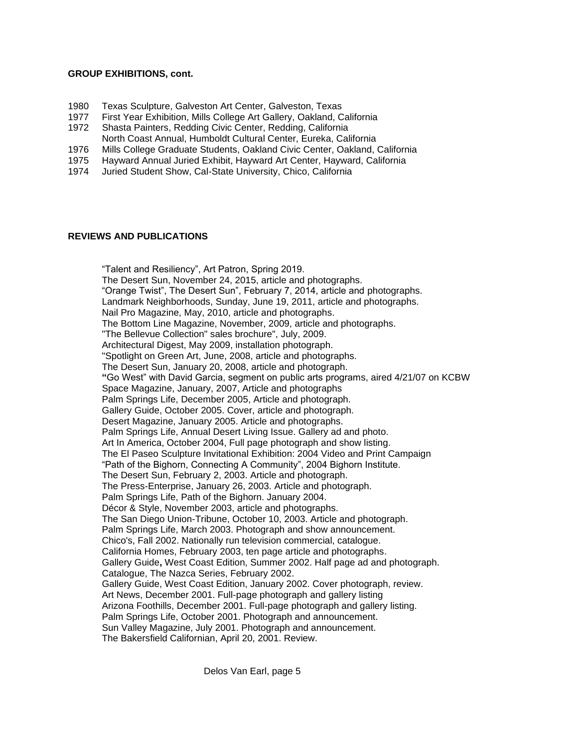**GROUP EXHIBITIONS, cont.**

1980 Texas Sculpture, Galveston Art Center, Galveston, Texas
1977 First Year Exhibition, Mills College Art Gallery, Oakland, California
1972 Shasta Painters, Redding Civic Center, Redding, California
North Coast Annual, Humboldt Cultural Center, Eureka, California
1976 Mills College Graduate Students, Oakland Civic Center, Oakland, California
1975 Hayward Annual Juried Exhibit, Hayward Art Center, Hayward, California
1974 Juried Student Show, Cal-State University, Chico, California

**REVIEWS AND PUBLICATIONS**

"Talent and Resiliency", Art Patron, Spring 2019.
The Desert Sun, November 24, 2015, article and photographs.
"Orange Twist", The Desert Sun", February 7, 2014, article and photographs.
Landmark Neighborhoods, Sunday, June 19, 2011, article and photographs.
Nail Pro Magazine, May, 2010, article and photographs.
The Bottom Line Magazine, November, 2009, article and photographs.
"The Bellevue Collection" sales brochure", July, 2009.
Architectural Digest, May 2009, installation photograph.
"Spotlight on Green Art, June, 2008, article and photographs.
The Desert Sun, January 20, 2008, article and photograph.
**"**Go West" with David Garcia, segment on public arts programs, aired 4/21/07 on KCBW
Space Magazine, January, 2007, Article and photographs
Palm Springs Life, December 2005, Article and photograph.
Gallery Guide, October 2005. Cover, article and photograph.
Desert Magazine, January 2005. Article and photographs.
Palm Springs Life, Annual Desert Living Issue. Gallery ad and photo.
Art In America, October 2004, Full page photograph and show listing.
The El Paseo Sculpture Invitational Exhibition: 2004 Video and Print Campaign
"Path of the Bighorn, Connecting A Community", 2004 Bighorn Institute.
The Desert Sun, February 2, 2003. Article and photograph.
The Press-Enterprise, January 26, 2003. Article and photograph.
Palm Springs Life, Path of the Bighorn. January 2004.
Décor & Style, November 2003, article and photographs.
The San Diego Union-Tribune, October 10, 2003. Article and photograph.
Palm Springs Life, March 2003. Photograph and show announcement.
Chico's, Fall 2002. Nationally run television commercial, catalogue.
California Homes, February 2003, ten page article and photographs.
Gallery Guide**,** West Coast Edition, Summer 2002. Half page ad and photograph.
Catalogue, The Nazca Series, February 2002.
Gallery Guide, West Coast Edition, January 2002. Cover photograph, review.
Art News, December 2001. Full-page photograph and gallery listing
Arizona Foothills, December 2001. Full-page photograph and gallery listing.
Palm Springs Life, October 2001. Photograph and announcement.
Sun Valley Magazine, July 2001. Photograph and announcement.
The Bakersfield Californian, April 20, 2001. Review.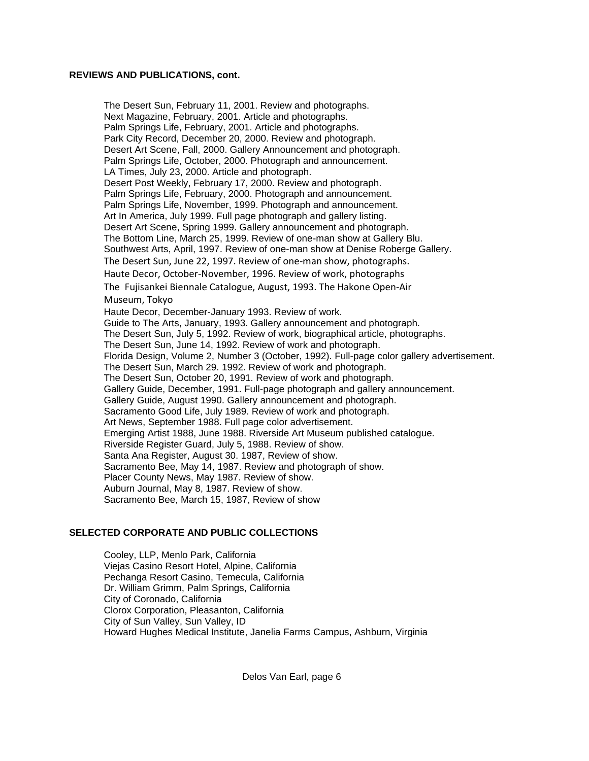**REVIEWS AND PUBLICATIONS, cont.**

The Desert Sun, February 11, 2001. Review and photographs.
Next Magazine, February, 2001. Article and photographs.
Palm Springs Life, February, 2001. Article and photographs.
Park City Record, December 20, 2000. Review and photograph.
Desert Art Scene, Fall, 2000. Gallery Announcement and photograph.
Palm Springs Life, October, 2000. Photograph and announcement.
LA Times, July 23, 2000. Article and photograph.
Desert Post Weekly, February 17, 2000. Review and photograph.
Palm Springs Life, February, 2000. Photograph and announcement.
Palm Springs Life, November, 1999. Photograph and announcement.
Art In America, July 1999. Full page photograph and gallery listing.
Desert Art Scene, Spring 1999. Gallery announcement and photograph.
The Bottom Line, March 25, 1999. Review of one-man show at Gallery Blu.
Southwest Arts, April, 1997. Review of one-man show at Denise Roberge Gallery.
The Desert Sun, June 22, 1997. Review of one-man show, photographs.
Haute Decor, October-November, 1996. Review of work, photographs
The Fujisankei Biennale Catalogue, August, 1993. The Hakone Open-Air Museum, Tokyo
Haute Decor, December-January 1993. Review of work.
Guide to The Arts, January, 1993. Gallery announcement and photograph.
The Desert Sun, July 5, 1992. Review of work, biographical article, photographs.
The Desert Sun, June 14, 1992. Review of work and photograph.
Florida Design, Volume 2, Number 3 (October, 1992). Full-page color gallery advertisement.
The Desert Sun, March 29. 1992. Review of work and photograph.
The Desert Sun, October 20, 1991. Review of work and photograph.
Gallery Guide, December, 1991. Full-page photograph and gallery announcement.
Gallery Guide, August 1990. Gallery announcement and photograph.
Sacramento Good Life, July 1989. Review of work and photograph.
Art News, September 1988. Full page color advertisement.
Emerging Artist 1988, June 1988. Riverside Art Museum published catalogue.
Riverside Register Guard, July 5, 1988. Review of show.
Santa Ana Register, August 30. 1987, Review of show.
Sacramento Bee, May 14, 1987. Review and photograph of show.
Placer County News, May 1987. Review of show.
Auburn Journal, May 8, 1987. Review of show.
Sacramento Bee, March 15, 1987, Review of show

**SELECTED CORPORATE AND PUBLIC COLLECTIONS**

Cooley, LLP, Menlo Park, California
Viejas Casino Resort Hotel, Alpine, California
Pechanga Resort Casino, Temecula, California
Dr. William Grimm, Palm Springs, California
City of Coronado, California
Clorox Corporation, Pleasanton, California
City of Sun Valley, Sun Valley, ID
Howard Hughes Medical Institute, Janelia Farms Campus, Ashburn, Virginia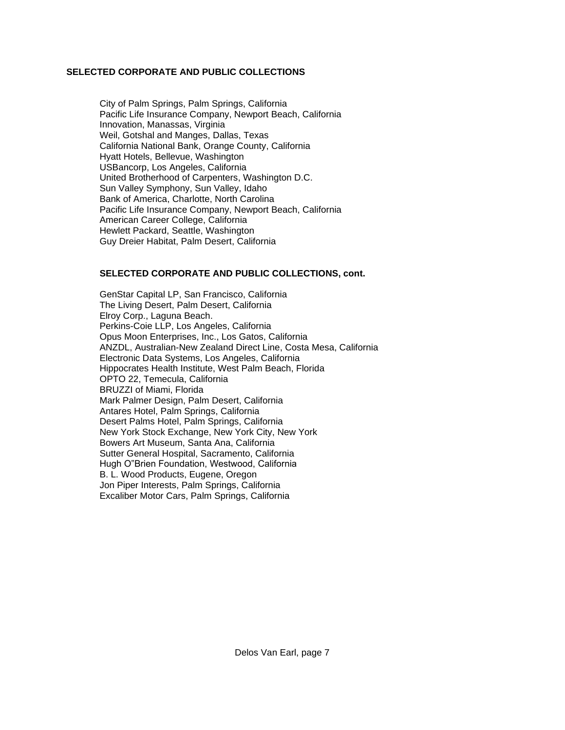## SELECTED CORPORATE AND PUBLIC COLLECTIONS

City of Palm Springs, Palm Springs, California
Pacific Life Insurance Company, Newport Beach, California
Innovation, Manassas, Virginia
Weil, Gotshal and Manges, Dallas, Texas
California National Bank, Orange County, California
Hyatt Hotels, Bellevue, Washington
USBancorp, Los Angeles, California
United Brotherhood of Carpenters, Washington D.C.
Sun Valley Symphony, Sun Valley, Idaho
Bank of America, Charlotte, North Carolina
Pacific Life Insurance Company, Newport Beach, California
American Career College, California
Hewlett Packard, Seattle, Washington
Guy Dreier Habitat, Palm Desert, California

## SELECTED CORPORATE AND PUBLIC COLLECTIONS, cont.

GenStar Capital LP, San Francisco, California
The Living Desert, Palm Desert, California
Elroy Corp., Laguna Beach.
Perkins-Coie LLP, Los Angeles, California
Opus Moon Enterprises, Inc., Los Gatos, California
ANZDL, Australian-New Zealand Direct Line, Costa Mesa, California
Electronic Data Systems, Los Angeles, California
Hippocrates Health Institute, West Palm Beach, Florida
OPTO 22, Temecula, California
BRUZZI of Miami, Florida
Mark Palmer Design, Palm Desert, California
Antares Hotel, Palm Springs, California
Desert Palms Hotel, Palm Springs, California
New York Stock Exchange, New York City, New York
Bowers Art Museum, Santa Ana, California
Sutter General Hospital, Sacramento, California
Hugh O"Brien Foundation, Westwood, California
B. L. Wood Products, Eugene, Oregon
Jon Piper Interests, Palm Springs, California
Excaliber Motor Cars, Palm Springs, California